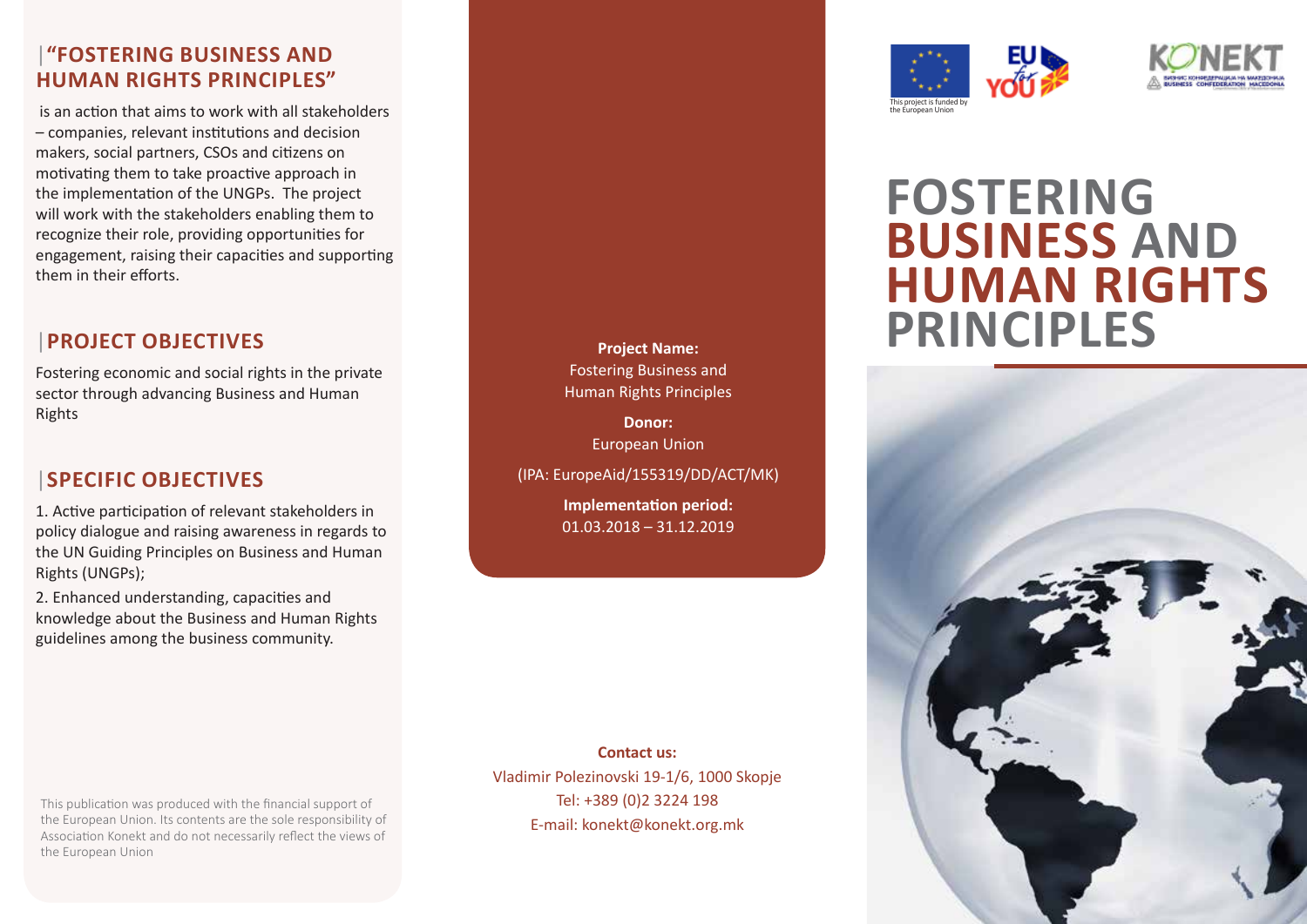## "FOSTERING BUSINESS AND HUMAN RIGHTS PRINCIPLES"

is an action that aims to work with all stakeholders – companies, relevant institutions and decision makers, social partners, CSOs and citizens on motivating them to take proactive approach in the implementation of the UNGPs. The project will work with the stakeholders enabling them to recognize their role, providing opportunities for engagement, raising their capacities and supporting them in their efforts.

## PROJECT OBJECTIVES

Fostering economic and social rights in the private sector through advancing Business and Human Rights

## SPECIFIC OBJECTIVES

1. Active participation of relevant stakeholders in policy dialogue and raising awareness in regards to the UN Guiding Principles on Business and Human Rights (UNGPs);
2. Enhanced understanding, capacities and knowledge about the Business and Human Rights guidelines among the business community.

This publication was produced with the financial support of the European Union. Its contents are the sole responsibility of Association Konekt and do not necessarily reflect the views of the European Union

**Project Name:**
Fostering Business and Human Rights Principles

**Donor:**
European Union

(IPA: EuropeAid/155319/DD/ACT/MK)

**Implementation period:**
01.03.2018 – 31.12.2019

**Contact us:**
Vladimir Polezinovski 19-1/6, 1000 Skopje
Tel: +389 (0)2 3224 198
E-mail: konekt@konekt.org.mk

This project is funded by the European Union

# FOSTERING BUSINESS AND HUMAN RIGHTS PRINCIPLES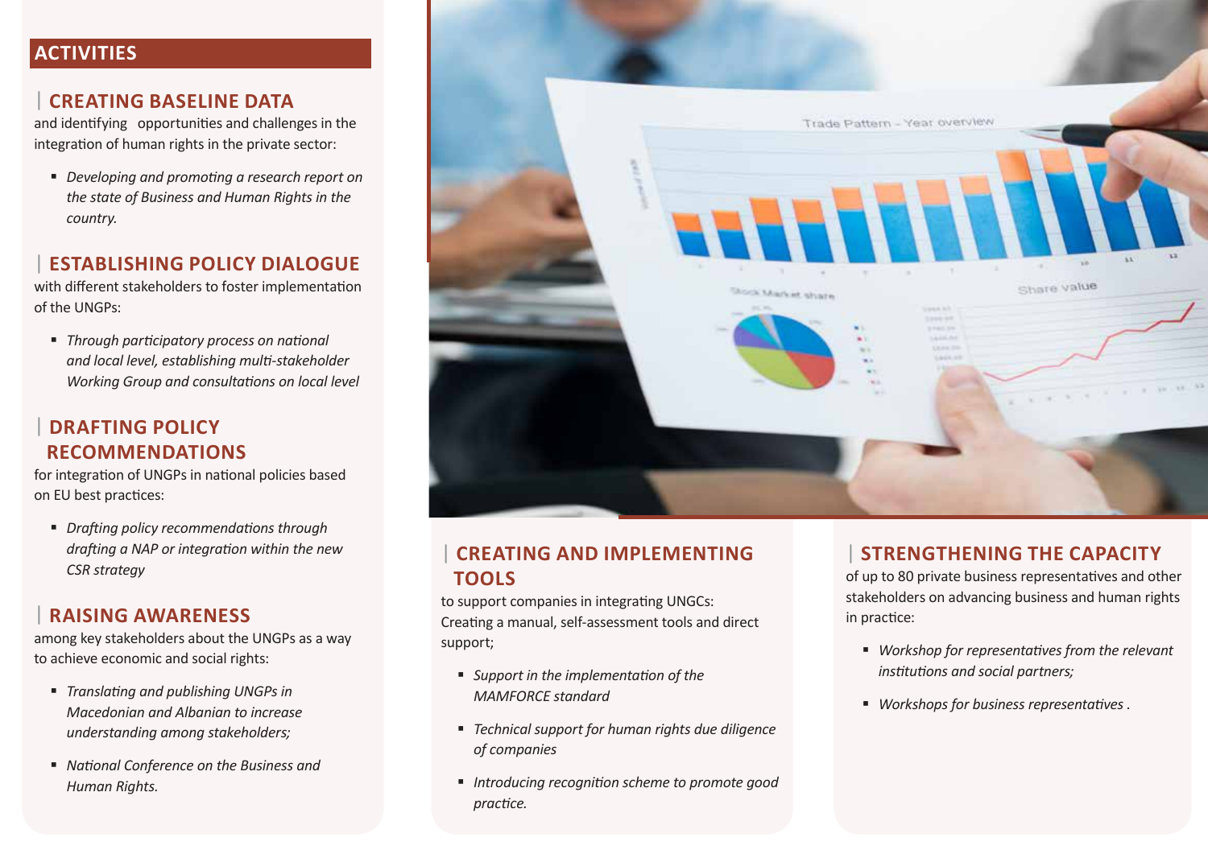## ACTIVITIES

### CREATING BASELINE DATA

and identifying opportunities and challenges in the integration of human rights in the private sector:

- *Developing and promoting a research report on the state of Business and Human Rights in the country.*

### ESTABLISHING POLICY DIALOGUE

with different stakeholders to foster implementation of the UNGPs:

- *Through participatory process on national and local level, establishing multi-stakeholder Working Group and consultations on local level*

### DRAFTING POLICY RECOMMENDATIONS

for integration of UNGPs in national policies based on EU best practices:

- *Drafting policy recommendations through drafting a NAP or integration within the new CSR strategy*

### RAISING AWARENESS

among key stakeholders about the UNGPs as a way to achieve economic and social rights:

- *Translating and publishing UNGPs in Macedonian and Albanian to increase understanding among stakeholders;*
- *National Conference on the Business and Human Rights.*

### CREATING AND IMPLEMENTING TOOLS

to support companies in integrating UNGCs: Creating a manual, self-assessment tools and direct support;

- *Support in the implementation of the MAMFORCE standard*
- *Technical support for human rights due diligence of companies*
- *Introducing recognition scheme to promote good practice.*

### STRENGTHENING THE CAPACITY

of up to 80 private business representatives and other stakeholders on advancing business and human rights in practice:

- *Workshop for representatives from the relevant institutions and social partners;*
- *Workshops for business representatives .*